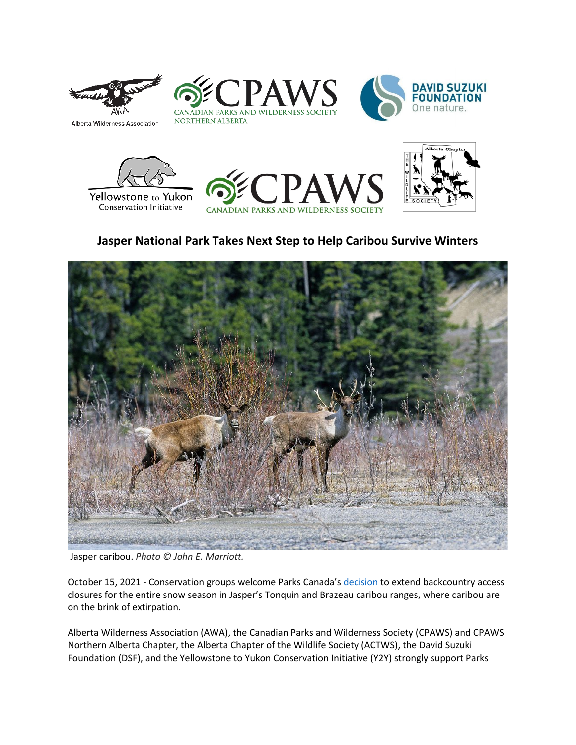# Jasper National Park Takes Next Step to Help Caribou Survive Winters

Jasper caribou. *Photo © John E. Marriott.*

October 15, 2021 - Conservation groups welcome Parks Canada's decision to extend backcountry access closures for the entire snow season in Jasper's Tonquin and Brazeau caribou ranges, where caribou are on the brink of extirpation.

Alberta Wilderness Association (AWA), the Canadian Parks and Wilderness Society (CPAWS) and CPAWS Northern Alberta Chapter, the Alberta Chapter of the Wildlife Society (ACTWS), the David Suzuki Foundation (DSF), and the Yellowstone to Yukon Conservation Initiative (Y2Y) strongly support Parks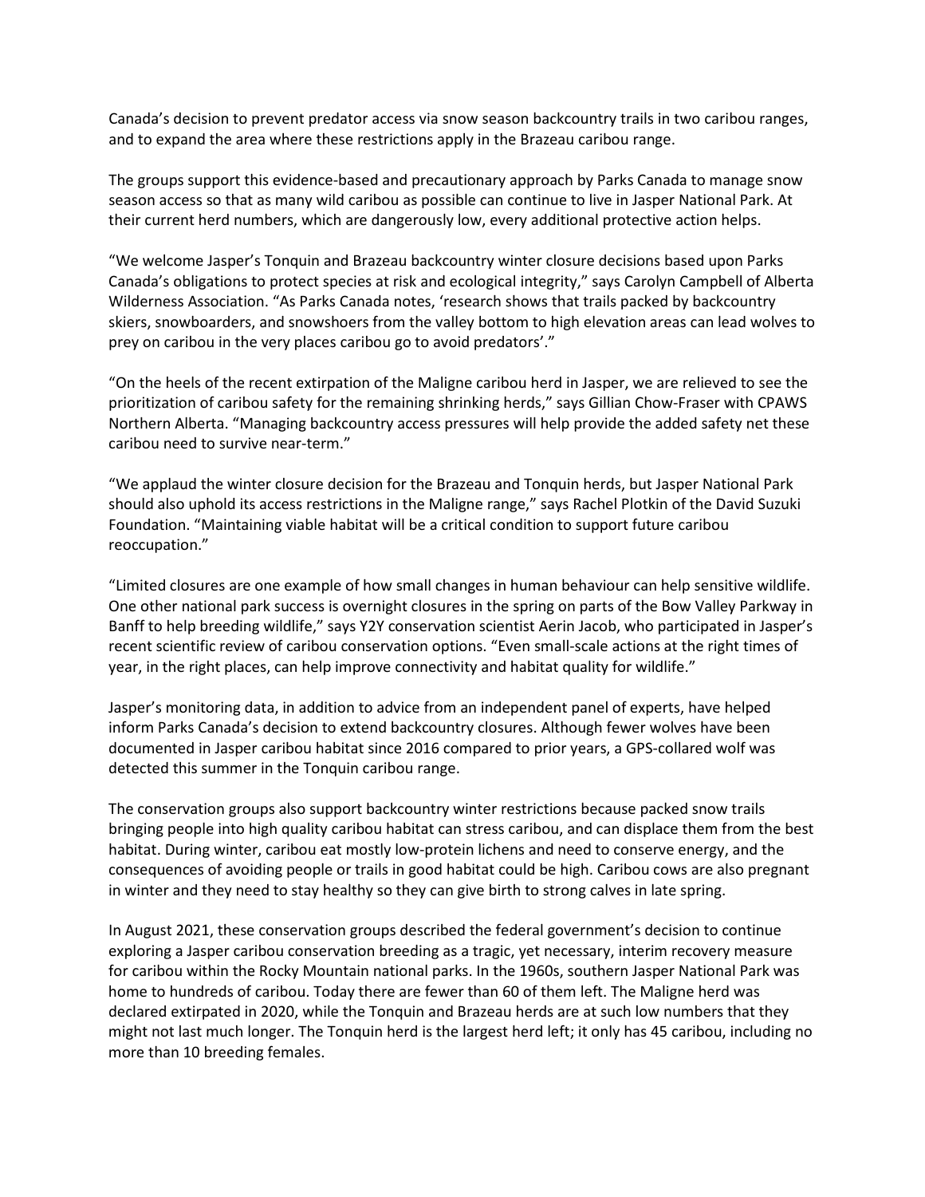Canada's decision to prevent predator access via snow season backcountry trails in two caribou ranges, and to expand the area where these restrictions apply in the Brazeau caribou range.

The groups support this evidence-based and precautionary approach by Parks Canada to manage snow season access so that as many wild caribou as possible can continue to live in Jasper National Park. At their current herd numbers, which are dangerously low, every additional protective action helps.

"We welcome Jasper's Tonquin and Brazeau backcountry winter closure decisions based upon Parks Canada's obligations to protect species at risk and ecological integrity," says Carolyn Campbell of Alberta Wilderness Association. "As Parks Canada notes, 'research shows that trails packed by backcountry skiers, snowboarders, and snowshoers from the valley bottom to high elevation areas can lead wolves to prey on caribou in the very places caribou go to avoid predators'."

"On the heels of the recent extirpation of the Maligne caribou herd in Jasper, we are relieved to see the prioritization of caribou safety for the remaining shrinking herds," says Gillian Chow-Fraser with CPAWS Northern Alberta. "Managing backcountry access pressures will help provide the added safety net these caribou need to survive near-term."

"We applaud the winter closure decision for the Brazeau and Tonquin herds, but Jasper National Park should also uphold its access restrictions in the Maligne range," says Rachel Plotkin of the David Suzuki Foundation. "Maintaining viable habitat will be a critical condition to support future caribou reoccupation."

"Limited closures are one example of how small changes in human behaviour can help sensitive wildlife. One other national park success is overnight closures in the spring on parts of the Bow Valley Parkway in Banff to help breeding wildlife," says Y2Y conservation scientist Aerin Jacob, who participated in Jasper's recent scientific review of caribou conservation options. "Even small-scale actions at the right times of year, in the right places, can help improve connectivity and habitat quality for wildlife."

Jasper's monitoring data, in addition to advice from an independent panel of experts, have helped inform Parks Canada's decision to extend backcountry closures. Although fewer wolves have been documented in Jasper caribou habitat since 2016 compared to prior years, a GPS-collared wolf was detected this summer in the Tonquin caribou range.

The conservation groups also support backcountry winter restrictions because packed snow trails bringing people into high quality caribou habitat can stress caribou, and can displace them from the best habitat. During winter, caribou eat mostly low-protein lichens and need to conserve energy, and the consequences of avoiding people or trails in good habitat could be high. Caribou cows are also pregnant in winter and they need to stay healthy so they can give birth to strong calves in late spring.

In August 2021, these conservation groups described the federal government's decision to continue exploring a Jasper caribou conservation breeding as a tragic, yet necessary, interim recovery measure for caribou within the Rocky Mountain national parks. In the 1960s, southern Jasper National Park was home to hundreds of caribou. Today there are fewer than 60 of them left. The Maligne herd was declared extirpated in 2020, while the Tonquin and Brazeau herds are at such low numbers that they might not last much longer. The Tonquin herd is the largest herd left; it only has 45 caribou, including no more than 10 breeding females.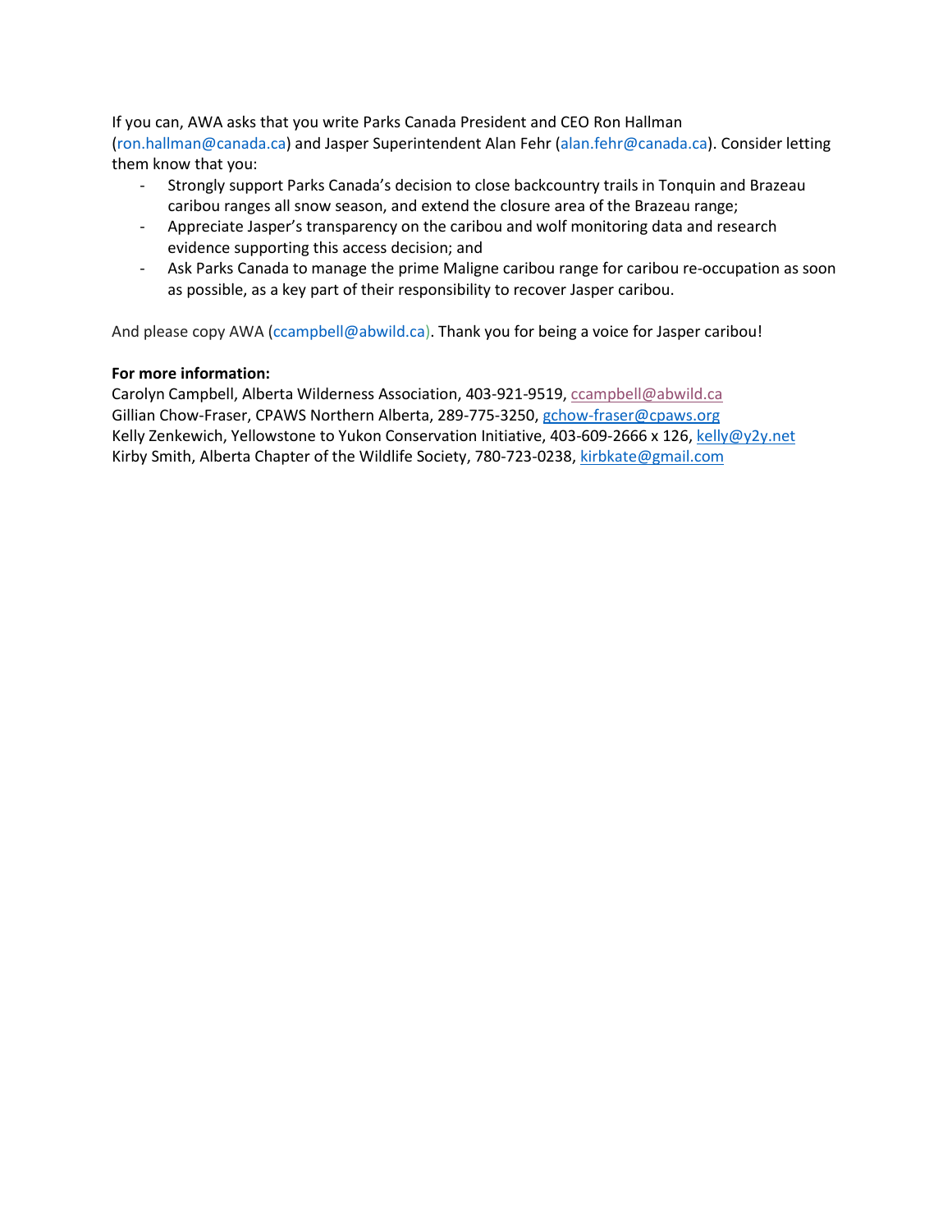If you can, AWA asks that you write Parks Canada President and CEO Ron Hallman (ron.hallman@canada.ca) and Jasper Superintendent Alan Fehr (alan.fehr@canada.ca). Consider letting them know that you:

- Strongly support Parks Canada's decision to close backcountry trails in Tonquin and Brazeau caribou ranges all snow season, and extend the closure area of the Brazeau range;
- Appreciate Jasper's transparency on the caribou and wolf monitoring data and research evidence supporting this access decision; and
- Ask Parks Canada to manage the prime Maligne caribou range for caribou re-occupation as soon as possible, as a key part of their responsibility to recover Jasper caribou.

And please copy AWA (ccampbell@abwild.ca). Thank you for being a voice for Jasper caribou!

**For more information:**
Carolyn Campbell, Alberta Wilderness Association, 403-921-9519, ccampbell@abwild.ca
Gillian Chow-Fraser, CPAWS Northern Alberta, 289-775-3250, gchow-fraser@cpaws.org
Kelly Zenkewich, Yellowstone to Yukon Conservation Initiative, 403-609-2666 x 126, kelly@y2y.net
Kirby Smith, Alberta Chapter of the Wildlife Society, 780-723-0238, kirbkate@gmail.com